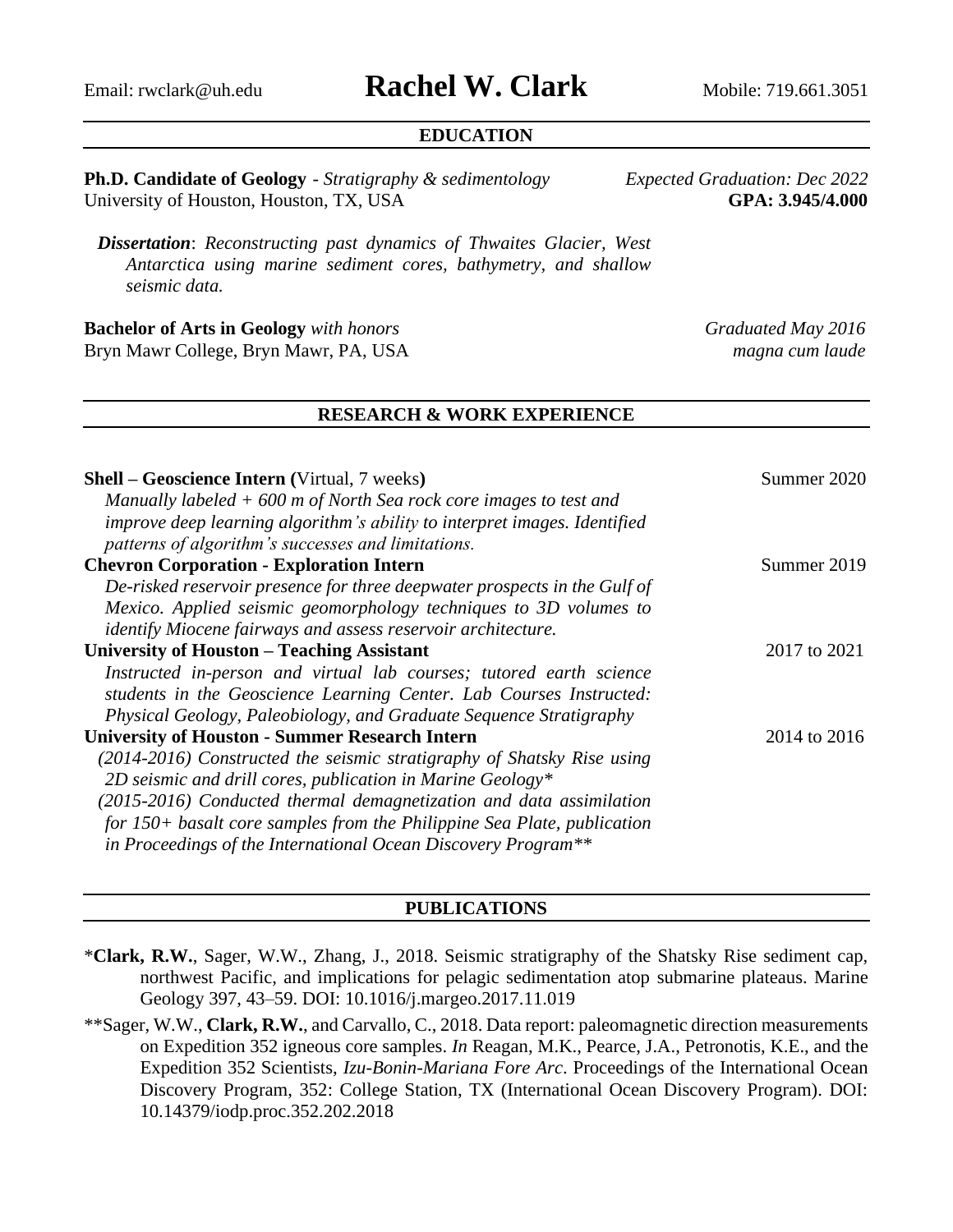Email: rwclark@uh.edu

# Rachel W. Clark

Mobile: 719.661.3051

## EDUCATION

**Ph.D. Candidate of Geology** - *Stratigraphy & sedimentology* — *Expected Graduation: Dec 2022*
University of Houston, Houston, TX, USA — **GPA: 3.945/4.000**

***Dissertation***: *Reconstructing past dynamics of Thwaites Glacier, West Antarctica using marine sediment cores, bathymetry, and shallow seismic data.*

**Bachelor of Arts in Geology** *with honors* — *Graduated May 2016*
Bryn Mawr College, Bryn Mawr, PA, USA — *magna cum laude*

## RESEARCH & WORK EXPERIENCE

**Shell – Geoscience Intern (**Virtual, 7 weeks**)** — Summer 2020
*Manually labeled + 600 m of North Sea rock core images to test and improve deep learning algorithm's ability to interpret images. Identified patterns of algorithm's successes and limitations.*

**Chevron Corporation - Exploration Intern** — Summer 2019
*De-risked reservoir presence for three deepwater prospects in the Gulf of Mexico. Applied seismic geomorphology techniques to 3D volumes to identify Miocene fairways and assess reservoir architecture.*

**University of Houston – Teaching Assistant** — 2017 to 2021
*Instructed in-person and virtual lab courses; tutored earth science students in the Geoscience Learning Center. Lab Courses Instructed: Physical Geology, Paleobiology, and Graduate Sequence Stratigraphy*

**University of Houston - Summer Research Intern** — 2014 to 2016
*(2014-2016) Constructed the seismic stratigraphy of Shatsky Rise using 2D seismic and drill cores, publication in Marine Geology**
*(2015-2016) Conducted thermal demagnetization and data assimilation for 150+ basalt core samples from the Philippine Sea Plate, publication in Proceedings of the International Ocean Discovery Program***

## PUBLICATIONS

*__Clark, R.W.__, Sager, W.W., Zhang, J., 2018. Seismic stratigraphy of the Shatsky Rise sediment cap, northwest Pacific, and implications for pelagic sedimentation atop submarine plateaus. Marine Geology 397, 43–59. DOI: 10.1016/j.margeo.2017.11.019

**Sager, W.W., **Clark, R.W.**, and Carvallo, C., 2018. Data report: paleomagnetic direction measurements on Expedition 352 igneous core samples. *In* Reagan, M.K., Pearce, J.A., Petronotis, K.E., and the Expedition 352 Scientists, *Izu-Bonin-Mariana Fore Arc*. Proceedings of the International Ocean Discovery Program, 352: College Station, TX (International Ocean Discovery Program). DOI: 10.14379/iodp.proc.352.202.2018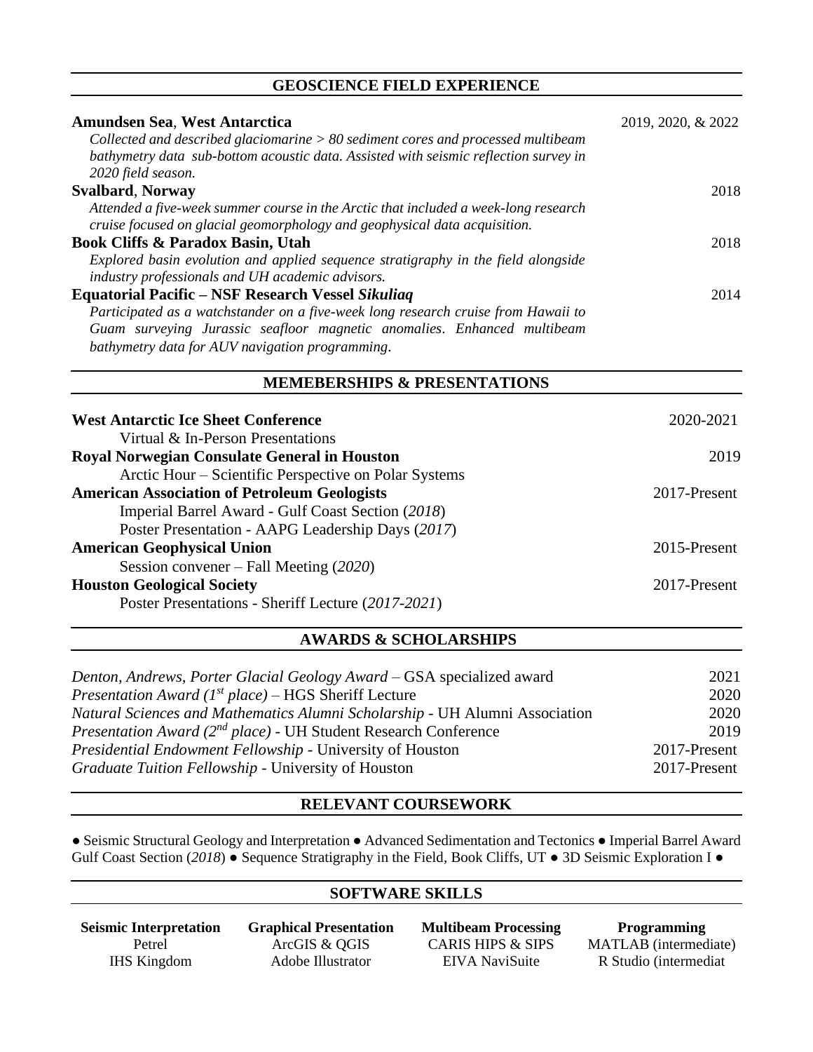## GEOSCIENCE FIELD EXPERIENCE

**Amundsen Sea**, **West Antarctica** 2019, 2020, & 2022

*Collected and described glaciomarine > 80 sediment cores and processed multibeam bathymetry data sub-bottom acoustic data. Assisted with seismic reflection survey in 2020 field season.*

**Svalbard**, **Norway** 2018

*Attended a five-week summer course in the Arctic that included a week-long research cruise focused on glacial geomorphology and geophysical data acquisition.*

**Book Cliffs & Paradox Basin, Utah** 2018

*Explored basin evolution and applied sequence stratigraphy in the field alongside industry professionals and UH academic advisors.*

**Equatorial Pacific – NSF Research Vessel *Sikuliaq*** 2014

*Participated as a watchstander on a five-week long research cruise from Hawaii to Guam surveying Jurassic seafloor magnetic anomalies. Enhanced multibeam bathymetry data for AUV navigation programming.*

## MEMEBERSHIPS & PRESENTATIONS

**West Antarctic Ice Sheet Conference** 2020-2021

Virtual & In-Person Presentations

**Royal Norwegian Consulate General in Houston** 2019

Arctic Hour – Scientific Perspective on Polar Systems

**American Association of Petroleum Geologists** 2017-Present

Imperial Barrel Award - Gulf Coast Section (*2018*)

Poster Presentation - AAPG Leadership Days (*2017*)

**American Geophysical Union** 2015-Present

Session convener – Fall Meeting (*2020*)

**Houston Geological Society** 2017-Present

Poster Presentations - Sheriff Lecture (*2017-2021*)

## AWARDS & SCHOLARSHIPS

*Denton, Andrews, Porter Glacial Geology Award* – GSA specialized award 2021

*Presentation Award (1st place)* – HGS Sheriff Lecture 2020

*Natural Sciences and Mathematics Alumni Scholarship* - UH Alumni Association 2020

*Presentation Award (2nd place)* - UH Student Research Conference 2019

*Presidential Endowment Fellowship* - University of Houston 2017-Present

*Graduate Tuition Fellowship* - University of Houston 2017-Present

## RELEVANT COURSEWORK

● Seismic Structural Geology and Interpretation ● Advanced Sedimentation and Tectonics ● Imperial Barrel Award Gulf Coast Section (*2018*) ● Sequence Stratigraphy in the Field, Book Cliffs, UT ● 3D Seismic Exploration I ●

## SOFTWARE SKILLS

| **Seismic Interpretation** | **Graphical Presentation** | **Multibeam Processing** | **Programming** |
| --- | --- | --- | --- |
| Petrel | ArcGIS & QGIS | CARIS HIPS & SIPS | MATLAB (intermediate) |
| IHS Kingdom | Adobe Illustrator | EIVA NaviSuite | R Studio (intermediat |